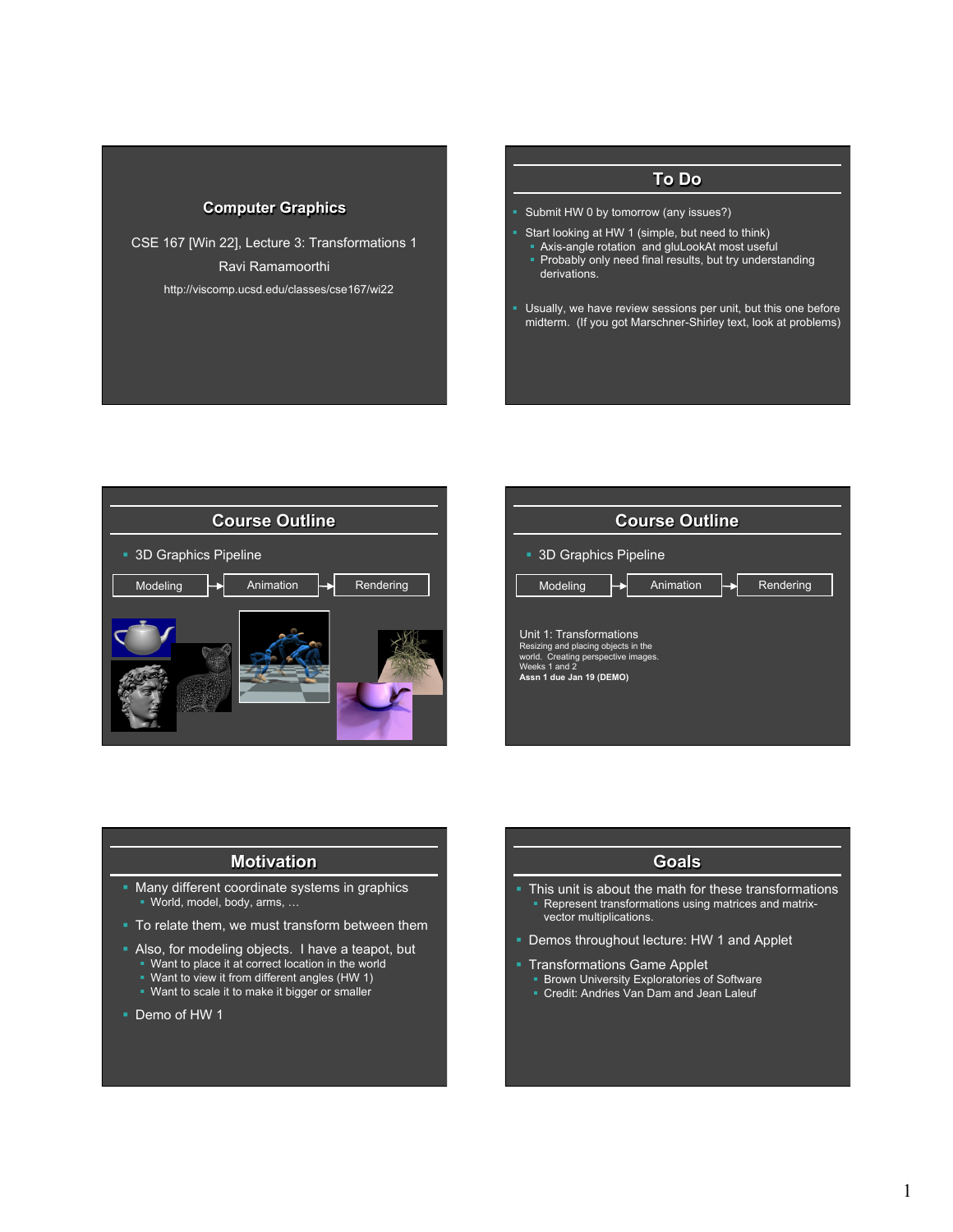## Computer Graphics

CSE 167 [Win 22], Lecture 3: Transformations 1

Ravi Ramamoorthi

http://viscomp.ucsd.edu/classes/cse167/wi22

## To Do

- Submit HW 0 by tomorrow (any issues?)
- Start looking at HW 1 (simple, but need to think)
  - Axis-angle rotation and gluLookAt most useful
  - Probably only need final results, but try understanding derivations.
- Usually, we have review sessions per unit, but this one before midterm. (If you got Marschner-Shirley text, look at problems)

## Course Outline

- 3D Graphics Pipeline

Modeling → Animation → Rendering

## Course Outline

- 3D Graphics Pipeline

Modeling → Animation → Rendering

Unit 1: Transformations
Resizing and placing objects in the world. Creating perspective images.
Weeks 1 and 2
**Assn 1 due Jan 19 (DEMO)**

## Motivation

- Many different coordinate systems in graphics
  - World, model, body, arms, …
- To relate them, we must transform between them
- Also, for modeling objects. I have a teapot, but
  - Want to place it at correct location in the world
  - Want to view it from different angles (HW 1)
  - Want to scale it to make it bigger or smaller
- Demo of HW 1

## Goals

- This unit is about the math for these transformations
  - Represent transformations using matrices and matrix-vector multiplications.
- Demos throughout lecture: HW 1 and Applet
- Transformations Game Applet
  - Brown University Exploratories of Software
  - Credit: Andries Van Dam and Jean Laleuf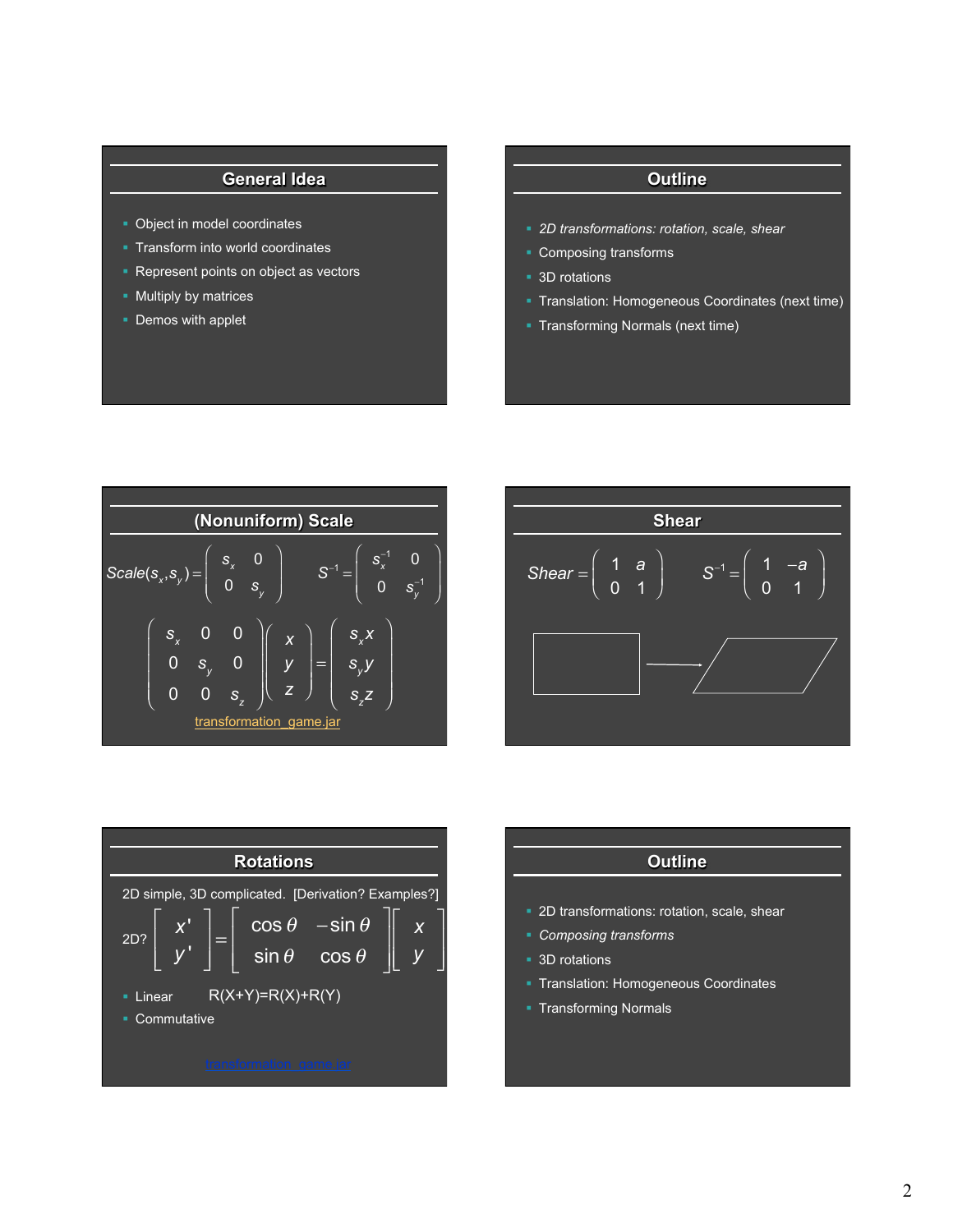## General Idea

- Object in model coordinates
- Transform into world coordinates
- Represent points on object as vectors
- Multiply by matrices
- Demos with applet

## Outline

- *2D transformations: rotation, scale, shear*
- Composing transforms
- 3D rotations
- Translation: Homogeneous Coordinates (next time)
- Transforming Normals (next time)

## (Nonuniform) Scale

$$Scale(s_x, s_y) = \begin{pmatrix} s_x & 0 \\ 0 & s_y \end{pmatrix} \qquad S^{-1} = \begin{pmatrix} s_x^{-1} & 0 \\ 0 & s_y^{-1} \end{pmatrix}$$

$$\begin{pmatrix} s_x & 0 & 0 \\ 0 & s_y & 0 \\ 0 & 0 & s_z \end{pmatrix} \begin{pmatrix} x \\ y \\ z \end{pmatrix} = \begin{pmatrix} s_x x \\ s_y y \\ s_z z \end{pmatrix}$$

transformation_game.jar

## Shear

$$Shear = \begin{pmatrix} 1 & a \\ 0 & 1 \end{pmatrix} \qquad S^{-1} = \begin{pmatrix} 1 & -a \\ 0 & 1 \end{pmatrix}$$

## Rotations

2D simple, 3D complicated. [Derivation? Examples?]

2D? $$\begin{bmatrix} x' \\ y' \end{bmatrix} = \begin{bmatrix} \cos\theta & -\sin\theta \\ \sin\theta & \cos\theta \end{bmatrix} \begin{bmatrix} x \\ y \end{bmatrix}$$

- Linear R(X+Y)=R(X)+R(Y)
- Commutative

transformation_game.jar

## Outline

- 2D transformations: rotation, scale, shear
- *Composing transforms*
- 3D rotations
- Translation: Homogeneous Coordinates
- Transforming Normals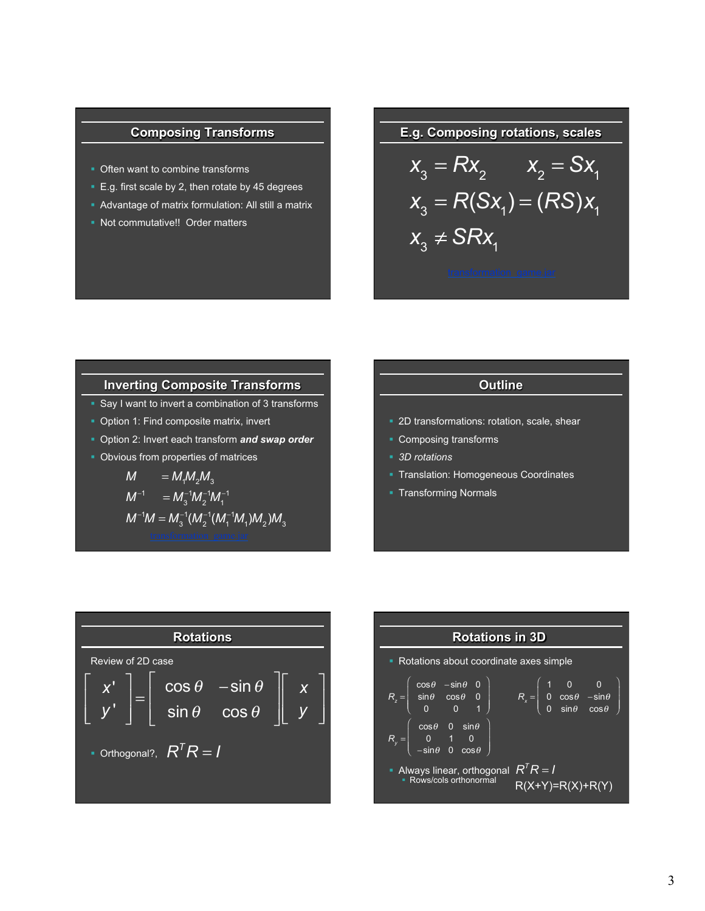## Composing Transforms

- Often want to combine transforms
- E.g. first scale by 2, then rotate by 45 degrees
- Advantage of matrix formulation: All still a matrix
- Not commutative!! Order matters

## E.g. Composing rotations, scales

$$x_3 = Rx_2 \qquad x_2 = Sx_1$$

$$x_3 = R(Sx_1) = (RS)x_1$$

$$x_3 \neq SRx_1$$

transformation_game.jar

## Inverting Composite Transforms

- Say I want to invert a combination of 3 transforms
- Option 1: Find composite matrix, invert
- Option 2: Invert each transform ***and swap order***
- Obvious from properties of matrices

$$M \quad = M_1 M_2 M_3$$

$$M^{-1} \quad = M_3^{-1} M_2^{-1} M_1^{-1}$$

$$M^{-1}M = M_3^{-1}(M_2^{-1}(M_1^{-1}M_1)M_2)M_3$$

transformation_game.jar

## Outline

- 2D transformations: rotation, scale, shear
- Composing transforms
- *3D rotations*
- Translation: Homogeneous Coordinates
- Transforming Normals

## Rotations

Review of 2D case

$$\begin{bmatrix} x' \\ y' \end{bmatrix} = \begin{bmatrix} \cos\theta & -\sin\theta \\ \sin\theta & \cos\theta \end{bmatrix} \begin{bmatrix} x \\ y \end{bmatrix}$$

- Orthogonal?, $R^T R = I$

## Rotations in 3D

- Rotations about coordinate axes simple

$$R_z = \begin{pmatrix} \cos\theta & -\sin\theta & 0 \\ \sin\theta & \cos\theta & 0 \\ 0 & 0 & 1 \end{pmatrix} \qquad R_x = \begin{pmatrix} 1 & 0 & 0 \\ 0 & \cos\theta & -\sin\theta \\ 0 & \sin\theta & \cos\theta \end{pmatrix}$$

$$R_y = \begin{pmatrix} \cos\theta & 0 & \sin\theta \\ 0 & 1 & 0 \\ -\sin\theta & 0 & \cos\theta \end{pmatrix}$$

- Always linear, orthogonal $R^T R = I$
  - Rows/cols orthonormal

R(X+Y)=R(X)+R(Y)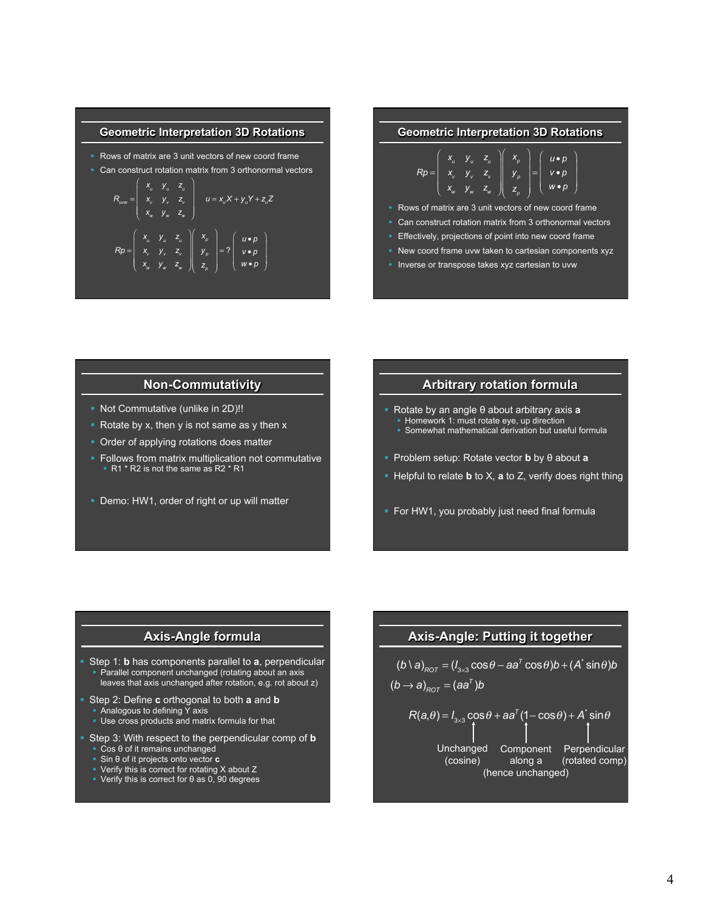## Geometric Interpretation 3D Rotations

- Rows of matrix are 3 unit vectors of new coord frame
- Can construct rotation matrix from 3 orthonormal vectors

$$R_{uvw} = \begin{pmatrix} x_u & y_u & z_u \\ x_v & y_v & z_v \\ x_w & y_w & z_w \end{pmatrix} \qquad u = x_u X + y_u Y + z_u Z$$

$$Rp = \begin{pmatrix} x_u & y_u & z_u \\ x_v & y_v & z_v \\ x_w & y_w & z_w \end{pmatrix} \begin{pmatrix} x_p \\ y_p \\ z_p \end{pmatrix} = ? \begin{pmatrix} u \bullet p \\ v \bullet p \\ w \bullet p \end{pmatrix}$$

## Geometric Interpretation 3D Rotations

$$Rp = \begin{pmatrix} x_u & y_u & z_u \\ x_v & y_v & z_v \\ x_w & y_w & z_w \end{pmatrix} \begin{pmatrix} x_p \\ y_p \\ z_p \end{pmatrix} = \begin{pmatrix} u \bullet p \\ v \bullet p \\ w \bullet p \end{pmatrix}$$

- Rows of matrix are 3 unit vectors of new coord frame
- Can construct rotation matrix from 3 orthonormal vectors
- Effectively, projections of point into new coord frame
- New coord frame uvw taken to cartesian components xyz
- Inverse or transpose takes xyz cartesian to uvw

## Non-Commutativity

- Not Commutative (unlike in 2D)!!
- Rotate by x, then y is not same as y then x
- Order of applying rotations does matter
- Follows from matrix multiplication not commutative
  - R1 * R2 is not the same as R2 * R1
- Demo: HW1, order of right or up will matter

## Arbitrary rotation formula

- Rotate by an angle θ about arbitrary axis **a**
  - Homework 1: must rotate eye, up direction
  - Somewhat mathematical derivation but useful formula
- Problem setup: Rotate vector **b** by θ about **a**
- Helpful to relate **b** to X, **a** to Z, verify does right thing
- For HW1, you probably just need final formula

## Axis-Angle formula

- Step 1: **b** has components parallel to **a**, perpendicular
  - Parallel component unchanged (rotating about an axis leaves that axis unchanged after rotation, e.g. rot about z)
- Step 2: Define **c** orthogonal to both **a** and **b**
  - Analogous to defining Y axis
  - Use cross products and matrix formula for that
- Step 3: With respect to the perpendicular comp of **b**
  - Cos θ of it remains unchanged
  - Sin θ of it projects onto vector **c**
  - Verify this is correct for rotating X about Z
  - Verify this is correct for θ as 0, 90 degrees

## Axis-Angle: Putting it together

$$(b \setminus a)_{ROT} = (I_{3\times3}\cos\theta - aa^T\cos\theta)b + (A^*\sin\theta)b$$

$$(b \to a)_{ROT} = (aa^T)b$$

$$R(a,\theta) = I_{3\times3}\cos\theta + aa^T(1-\cos\theta) + A^*\sin\theta$$

- $I_{3\times3}\cos\theta$: Unchanged (cosine)
- $aa^T(1-\cos\theta)$: Component along a (hence unchanged)
- $A^*\sin\theta$: Perpendicular (rotated comp)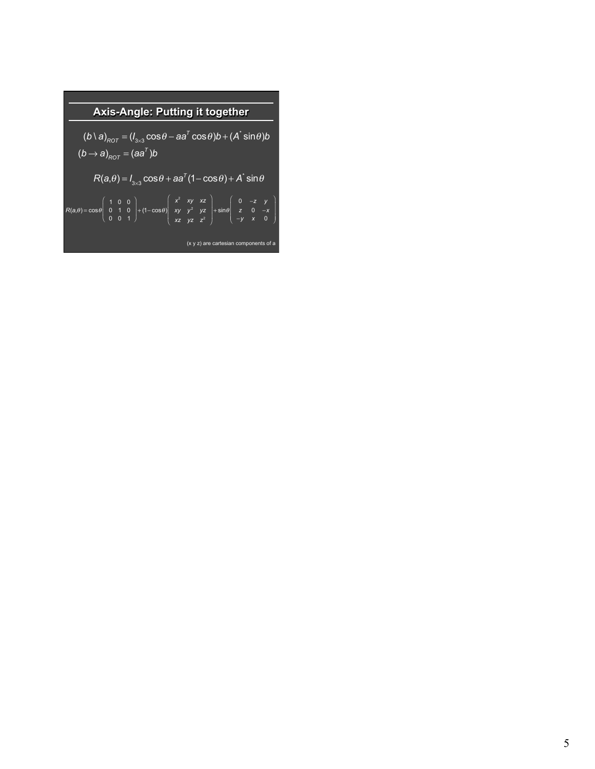## Axis-Angle: Putting it together

$$(b \setminus a)_{ROT} = (I_{3\times3}\cos\theta - aa^T\cos\theta)b + (A^*\sin\theta)b$$

$$(b \to a)_{ROT} = (aa^T)b$$

$$R(a,\theta) = I_{3\times3}\cos\theta + aa^T(1-\cos\theta) + A^*\sin\theta$$

$$R(a,\theta) = \cos\theta \begin{pmatrix} 1 & 0 & 0 \\ 0 & 1 & 0 \\ 0 & 0 & 1 \end{pmatrix} + (1-\cos\theta)\begin{pmatrix} x^2 & xy & xz \\ xy & y^2 & yz \\ xz & yz & z^2 \end{pmatrix} + \sin\theta \begin{pmatrix} 0 & -z & y \\ z & 0 & -x \\ -y & x & 0 \end{pmatrix}$$

(x y z) are cartesian components of a